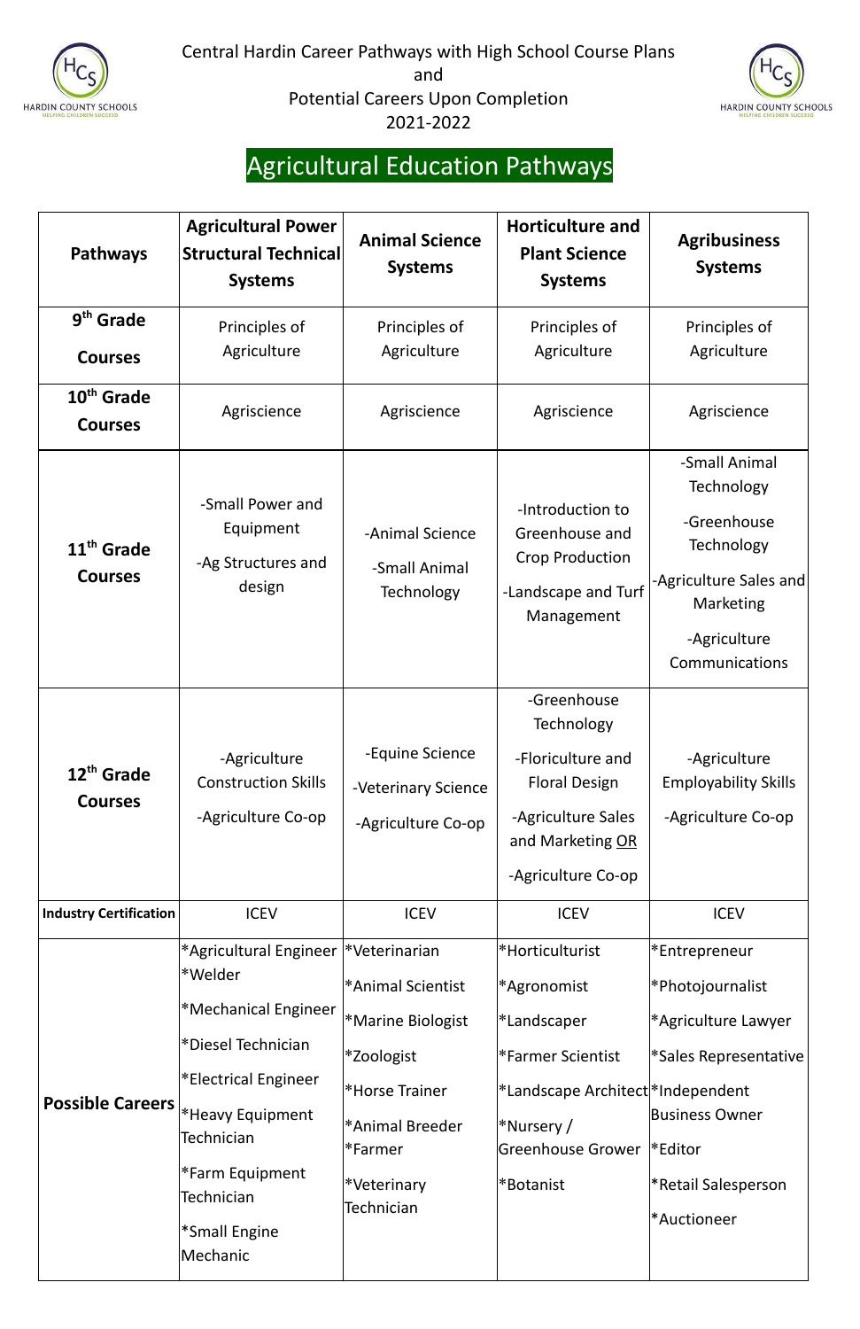Central Hardin Career Pathways with High School Course Plans
and
Potential Careers Upon Completion
2021-2022

# Agricultural Education Pathways

| Pathways | Agricultural Power Structural Technical Systems | Animal Science Systems | Horticulture and Plant Science Systems | Agribusiness Systems |
|---|---|---|---|---|
| **9th Grade Courses** | Principles of Agriculture | Principles of Agriculture | Principles of Agriculture | Principles of Agriculture |
| **10th Grade Courses** | Agriscience | Agriscience | Agriscience | Agriscience |
| **11th Grade Courses** | -Small Power and Equipment<br>-Ag Structures and design | -Animal Science<br>-Small Animal Technology | -Introduction to Greenhouse and Crop Production<br>-Landscape and Turf Management | -Small Animal Technology<br>-Greenhouse Technology<br>-Agriculture Sales and Marketing<br>-Agriculture Communications |
| **12th Grade Courses** | -Agriculture Construction Skills<br>-Agriculture Co-op | -Equine Science<br>-Veterinary Science<br>-Agriculture Co-op | -Greenhouse Technology<br>-Floriculture and Floral Design<br>-Agriculture Sales and Marketing <u>OR</u><br>-Agriculture Co-op | -Agriculture Employability Skills<br>-Agriculture Co-op |
| **Industry Certification** | ICEV | ICEV | ICEV | ICEV |
| **Possible Careers** | *Agricultural Engineer<br>*Welder<br>*Mechanical Engineer<br>*Diesel Technician<br>*Electrical Engineer<br>*Heavy Equipment Technician<br>*Farm Equipment Technician<br>*Small Engine Mechanic | *Veterinarian<br>*Animal Scientist<br>*Marine Biologist<br>*Zoologist<br>*Horse Trainer<br>*Animal Breeder<br>*Farmer<br>*Veterinary Technician | *Horticulturist<br>*Agronomist<br>*Landscaper<br>*Farmer Scientist<br>*Landscape Architect<br>*Nursery / Greenhouse Grower<br>*Botanist | *Entrepreneur<br>*Photojournalist<br>*Agriculture Lawyer<br>*Sales Representative<br>*Independent Business Owner<br>*Editor<br>*Retail Salesperson<br>*Auctioneer |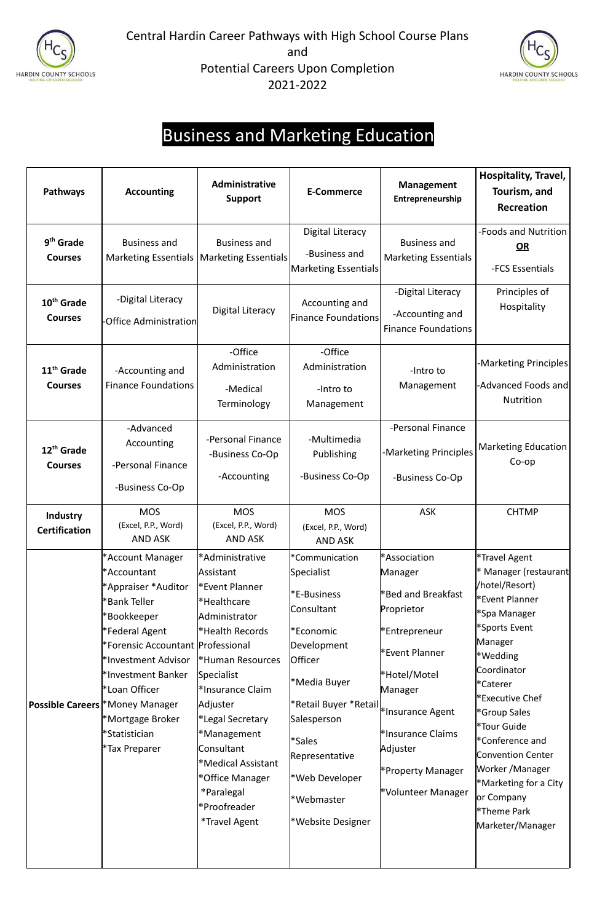Central Hardin Career Pathways with High School Course Plans and Potential Careers Upon Completion 2021-2022

# Business and Marketing Education

| Pathways | Accounting | Administrative Support | E-Commerce | Management Entrepreneurship | Hospitality, Travel, Tourism, and Recreation |
|---|---|---|---|---|---|
| **9th Grade Courses** | Business and Marketing Essentials | Business and Marketing Essentials | Digital Literacy<br>-Business and Marketing Essentials | Business and Marketing Essentials | -Foods and Nutrition<br>**OR**<br>-FCS Essentials |
| **10th Grade Courses** | -Digital Literacy<br>-Office Administration | Digital Literacy | Accounting and Finance Foundations | -Digital Literacy<br>-Accounting and Finance Foundations | Principles of Hospitality |
| **11th Grade Courses** | -Accounting and Finance Foundations | -Office Administration<br>-Medical Terminology | -Office Administration<br>-Intro to Management | -Intro to Management | -Marketing Principles<br>-Advanced Foods and Nutrition |
| **12th Grade Courses** | -Advanced Accounting<br>-Personal Finance<br>-Business Co-Op | -Personal Finance<br>-Business Co-Op<br>-Accounting | -Multimedia Publishing<br>-Business Co-Op | -Personal Finance<br>-Marketing Principles<br>-Business Co-Op | Marketing Education Co-op |
| **Industry Certification** | MOS (Excel, P.P., Word) AND ASK | MOS (Excel, P.P., Word) AND ASK | MOS (Excel, P.P., Word) AND ASK | ASK | CHTMP |
| **Possible Careers** | *Account Manager<br>*Accountant<br>*Appraiser *Auditor<br>*Bank Teller<br>*Bookkeeper<br>*Federal Agent<br>*Forensic Accountant<br>*Investment Advisor<br>*Investment Banker<br>*Loan Officer<br>*Money Manager<br>*Mortgage Broker<br>*Statistician<br>*Tax Preparer | *Administrative Assistant<br>*Event Planner<br>*Healthcare Administrator<br>*Health Records Professional<br>*Human Resources Specialist<br>*Insurance Claim Adjuster<br>*Legal Secretary<br>*Management Consultant<br>*Medical Assistant<br>*Office Manager<br>*Paralegal<br>*Proofreader<br>*Travel Agent | *Communication Specialist<br>*E-Business Consultant<br>*Economic Development Officer<br>*Media Buyer<br>*Retail Buyer *Retail Salesperson<br>*Sales Representative<br>*Web Developer<br>*Webmaster<br>*Website Designer | *Association Manager<br>*Bed and Breakfast Proprietor<br>*Entrepreneur<br>*Event Planner<br>*Hotel/Motel Manager<br>*Insurance Agent<br>*Insurance Claims Adjuster<br>*Property Manager<br>*Volunteer Manager | *Travel Agent<br>* Manager (restaurant /hotel/Resort)<br>*Event Planner<br>*Spa Manager<br>*Sports Event Manager<br>*Wedding Coordinator<br>*Caterer<br>*Executive Chef<br>*Group Sales<br>*Tour Guide<br>*Conference and Convention Center Worker /Manager<br>*Marketing for a City or Company<br>*Theme Park Marketer/Manager |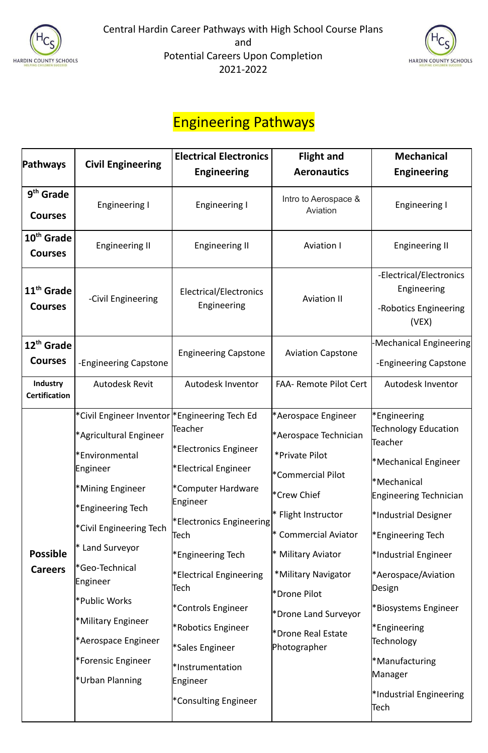Central Hardin Career Pathways with High School Course Plans
and
Potential Careers Upon Completion
2021-2022

# Engineering Pathways

| Pathways | Civil Engineering | Electrical Electronics Engineering | Flight and Aeronautics | Mechanical Engineering |
|---|---|---|---|---|
| **9th Grade Courses** | Engineering I | Engineering I | Intro to Aerospace & Aviation | Engineering I |
| **10th Grade Courses** | Engineering II | Engineering II | Aviation I | Engineering II |
| **11th Grade Courses** | -Civil Engineering | Electrical/Electronics Engineering | Aviation II | -Electrical/Electronics Engineering<br>-Robotics Engineering (VEX) |
| **12th Grade Courses** | -Engineering Capstone | Engineering Capstone | Aviation Capstone | -Mechanical Engineering<br>-Engineering Capstone |
| **Industry Certification** | Autodesk Revit | Autodesk Inventor | FAA- Remote Pilot Cert | Autodesk Inventor |
| **Possible Careers** | *Civil Engineer Inventor<br>*Agricultural Engineer<br>*Environmental Engineer<br>*Mining Engineer<br>*Engineering Tech<br>*Civil Engineering Tech<br>* Land Surveyor<br>*Geo-Technical Engineer<br>*Public Works<br>*Military Engineer<br>*Aerospace Engineer<br>*Forensic Engineer<br>*Urban Planning | *Engineering Tech Ed Teacher<br>*Electronics Engineer<br>*Electrical Engineer<br>*Computer Hardware Engineer<br>*Electronics Engineering Tech<br>*Engineering Tech<br>*Electrical Engineering Tech<br>*Controls Engineer<br>*Robotics Engineer<br>*Sales Engineer<br>*Instrumentation Engineer<br>*Consulting Engineer | *Aerospace Engineer<br>*Aerospace Technician<br>*Private Pilot<br>*Commercial Pilot<br>*Crew Chief<br>* Flight Instructor<br>* Commercial Aviator<br>* Military Aviator<br>*Military Navigator<br>*Drone Pilot<br>*Drone Land Surveyor<br>*Drone Real Estate Photographer | *Engineering Technology Education Teacher<br>*Mechanical Engineer<br>*Mechanical Engineering Technician<br>*Industrial Designer<br>*Engineering Tech<br>*Industrial Engineer<br>*Aerospace/Aviation Design<br>*Biosystems Engineer<br>*Engineering Technology<br>*Manufacturing Manager<br>*Industrial Engineering Tech |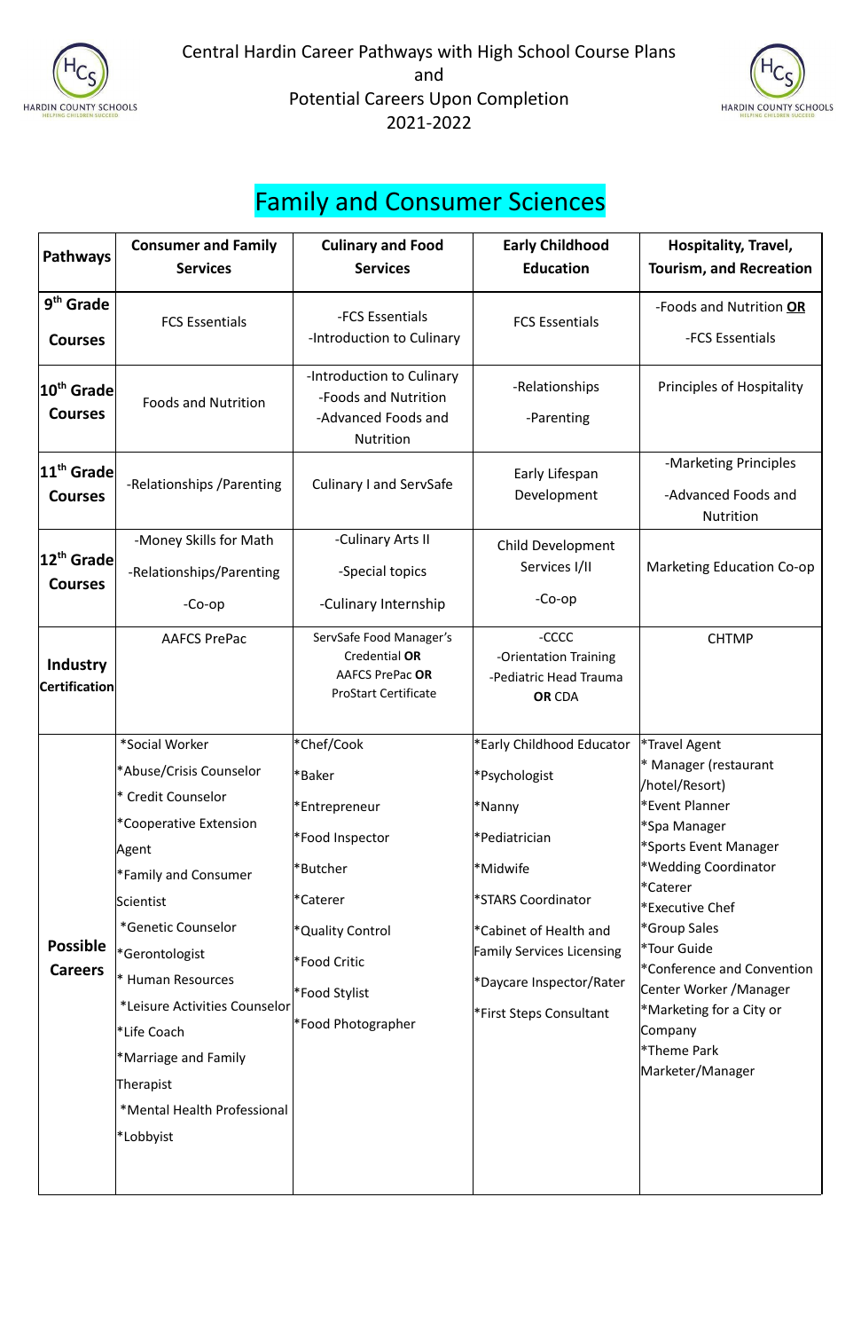Central Hardin Career Pathways with High School Course Plans and Potential Careers Upon Completion 2021-2022

# Family and Consumer Sciences

| Pathways | Consumer and Family Services | Culinary and Food Services | Early Childhood Education | Hospitality, Travel, Tourism, and Recreation |
|---|---|---|---|---|
| 9th Grade Courses | FCS Essentials | -FCS Essentials<br>-Introduction to Culinary | FCS Essentials | -Foods and Nutrition **OR**<br>-FCS Essentials |
| 10th Grade Courses | Foods and Nutrition | -Introduction to Culinary<br>-Foods and Nutrition<br>-Advanced Foods and Nutrition | -Relationships<br>-Parenting | Principles of Hospitality |
| 11th Grade Courses | -Relationships /Parenting | Culinary I and ServSafe | Early Lifespan Development | -Marketing Principles<br>-Advanced Foods and Nutrition |
| 12th Grade Courses | -Money Skills for Math<br>-Relationships/Parenting<br>-Co-op | -Culinary Arts II<br>-Special topics<br>-Culinary Internship | Child Development Services I/II<br>-Co-op | Marketing Education Co-op |
| Industry Certification | AAFCS PrePac | ServSafe Food Manager's Credential **OR**<br>AAFCS PrePac **OR**<br>ProStart Certificate | -CCCC<br>-Orientation Training<br>-Pediatric Head Trauma<br>**OR** CDA | CHTMP |
| Possible Careers | *Social Worker<br>*Abuse/Crisis Counselor<br>* Credit Counselor<br>*Cooperative Extension Agent<br>*Family and Consumer Scientist<br>*Genetic Counselor<br>*Gerontologist<br>* Human Resources<br>*Leisure Activities Counselor<br>*Life Coach<br>*Marriage and Family Therapist<br>*Mental Health Professional<br>*Lobbyist | *Chef/Cook<br>*Baker<br>*Entrepreneur<br>*Food Inspector<br>*Butcher<br>*Caterer<br>*Quality Control<br>*Food Critic<br>*Food Stylist<br>*Food Photographer | *Early Childhood Educator<br>*Psychologist<br>*Nanny<br>*Pediatrician<br>*Midwife<br>*STARS Coordinator<br>*Cabinet of Health and Family Services Licensing<br>*Daycare Inspector/Rater<br>*First Steps Consultant | *Travel Agent<br>* Manager (restaurant /hotel/Resort)<br>*Event Planner<br>*Spa Manager<br>*Sports Event Manager<br>*Wedding Coordinator<br>*Caterer<br>*Executive Chef<br>*Group Sales<br>*Tour Guide<br>*Conference and Convention Center Worker /Manager<br>*Marketing for a City or Company<br>*Theme Park Marketer/Manager |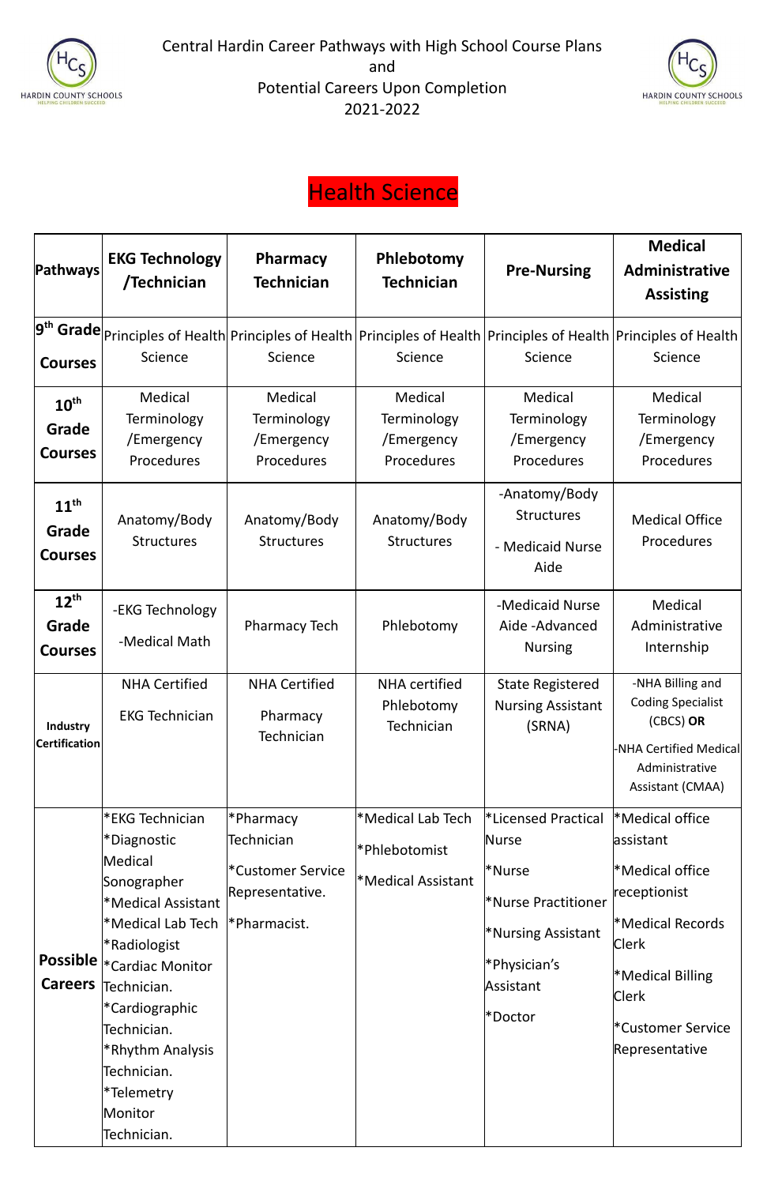Central Hardin Career Pathways with High School Course Plans
and
Potential Careers Upon Completion
2021-2022

# Health Science

| Pathways | EKG Technology /Technician | Pharmacy Technician | Phlebotomy Technician | Pre-Nursing | Medical Administrative Assisting |
|---|---|---|---|---|---|
| **9th Grade Courses** | Principles of Health Science | Principles of Health Science | Principles of Health Science | Principles of Health Science | Principles of Health Science |
| **10th Grade Courses** | Medical Terminology /Emergency Procedures | Medical Terminology /Emergency Procedures | Medical Terminology /Emergency Procedures | Medical Terminology /Emergency Procedures | Medical Terminology /Emergency Procedures |
| **11th Grade Courses** | Anatomy/Body Structures | Anatomy/Body Structures | Anatomy/Body Structures | -Anatomy/Body Structures<br>- Medicaid Nurse Aide | Medical Office Procedures |
| **12th Grade Courses** | -EKG Technology<br>-Medical Math | Pharmacy Tech | Phlebotomy | -Medicaid Nurse Aide -Advanced Nursing | Medical Administrative Internship |
| **Industry Certification** | NHA Certified<br>EKG Technician | NHA Certified<br>Pharmacy Technician | NHA certified Phlebotomy Technician | State Registered Nursing Assistant (SRNA) | -NHA Billing and Coding Specialist (CBCS) **OR**<br>-NHA Certified Medical Administrative Assistant (CMAA) |
| **Possible Careers** | *EKG Technician<br>*Diagnostic Medical Sonographer<br>*Medical Assistant<br>*Medical Lab Tech<br>*Radiologist<br>*Cardiac Monitor Technician.<br>*Cardiographic Technician.<br>*Rhythm Analysis Technician.<br>*Telemetry Monitor Technician. | *Pharmacy Technician<br>*Customer Service Representative.<br>*Pharmacist. | *Medical Lab Tech<br>*Phlebotomist<br>*Medical Assistant | *Licensed Practical Nurse<br>*Nurse<br>*Nurse Practitioner<br>*Nursing Assistant<br>*Physician's Assistant<br>*Doctor | *Medical office assistant<br>*Medical office receptionist<br>*Medical Records Clerk<br>*Medical Billing Clerk<br>*Customer Service Representative |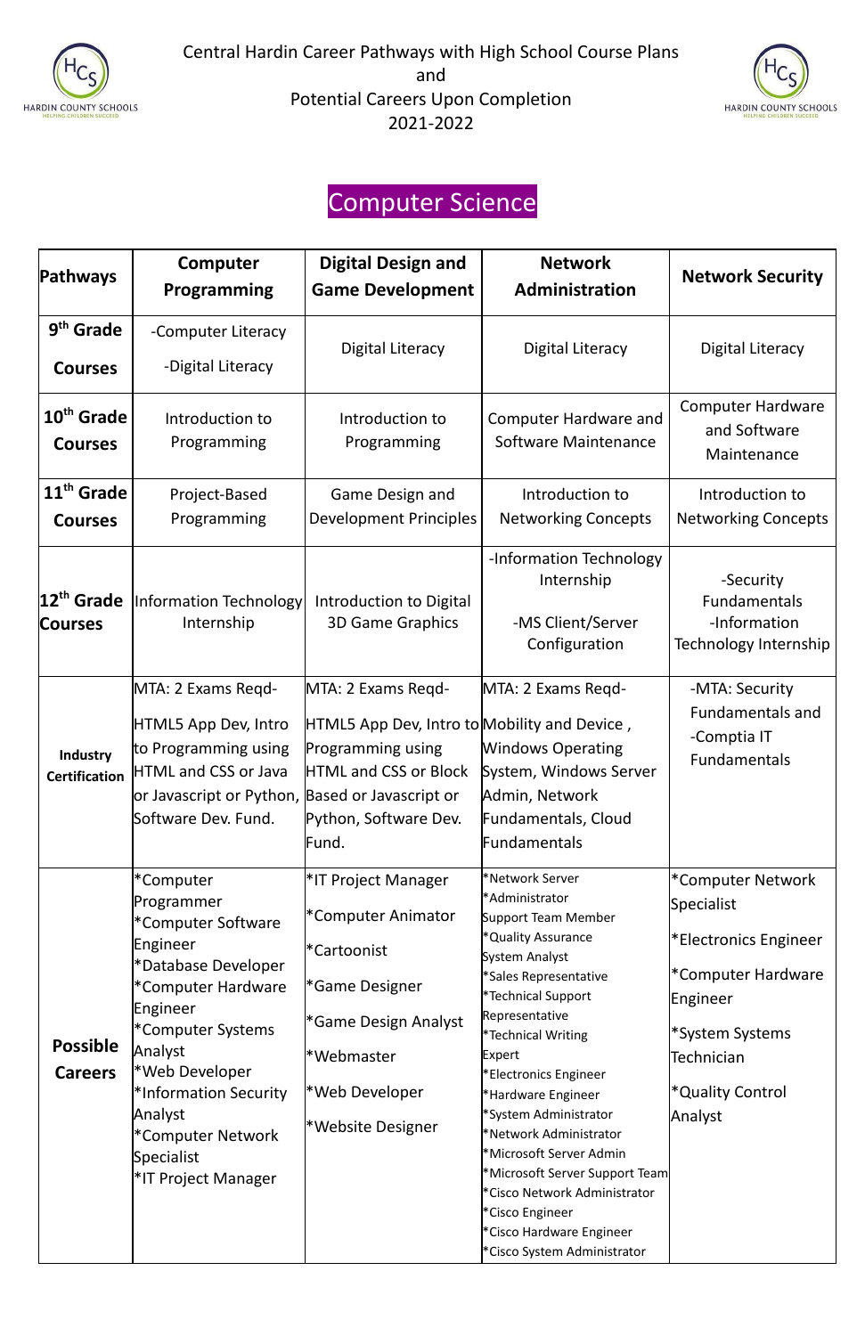Central Hardin Career Pathways with High School Course Plans
and
Potential Careers Upon Completion
2021-2022

## Computer Science

| Pathways | Computer Programming | Digital Design and Game Development | Network Administration | Network Security |
|---|---|---|---|---|
| **9th Grade Courses** | -Computer Literacy<br>-Digital Literacy | Digital Literacy | Digital Literacy | Digital Literacy |
| **10th Grade Courses** | Introduction to Programming | Introduction to Programming | Computer Hardware and Software Maintenance | Computer Hardware and Software Maintenance |
| **11th Grade Courses** | Project-Based Programming | Game Design and Development Principles | Introduction to Networking Concepts | Introduction to Networking Concepts |
| **12th Grade Courses** | Information Technology Internship | Introduction to Digital 3D Game Graphics | -Information Technology Internship<br>-MS Client/Server Configuration | -Security Fundamentals<br>-Information Technology Internship |
| **Industry Certification** | MTA: 2 Exams Reqd-<br>HTML5 App Dev, Intro to Programming using HTML and CSS or Java or Javascript or Python, Software Dev. Fund. | MTA: 2 Exams Reqd-<br>HTML5 App Dev, Intro to Programming using HTML and CSS or Block Based or Javascript or Python, Software Dev. Fund. | MTA: 2 Exams Reqd-<br>Mobility and Device , Windows Operating System, Windows Server Admin, Network Fundamentals, Cloud Fundamentals | -MTA: Security Fundamentals and<br>-Comptia IT Fundamentals |
| **Possible Careers** | *Computer Programmer<br>*Computer Software Engineer<br>*Database Developer<br>*Computer Hardware Engineer<br>*Computer Systems Analyst<br>*Web Developer<br>*Information Security Analyst<br>*Computer Network Specialist<br>*IT Project Manager | *IT Project Manager<br>*Computer Animator<br>*Cartoonist<br>*Game Designer<br>*Game Design Analyst<br>*Webmaster<br>*Web Developer<br>*Website Designer | *Network Server<br>*Administrator<br>Support Team Member<br>*Quality Assurance<br>System Analyst<br>*Sales Representative<br>*Technical Support Representative<br>*Technical Writing Expert<br>*Electronics Engineer<br>*Hardware Engineer<br>*System Administrator<br>*Network Administrator<br>*Microsoft Server Admin<br>*Microsoft Server Support Team<br>*Cisco Network Administrator<br>*Cisco Engineer<br>*Cisco Hardware Engineer<br>*Cisco System Administrator | *Computer Network Specialist<br>*Electronics Engineer<br>*Computer Hardware Engineer<br>*System Systems Technician<br>*Quality Control Analyst |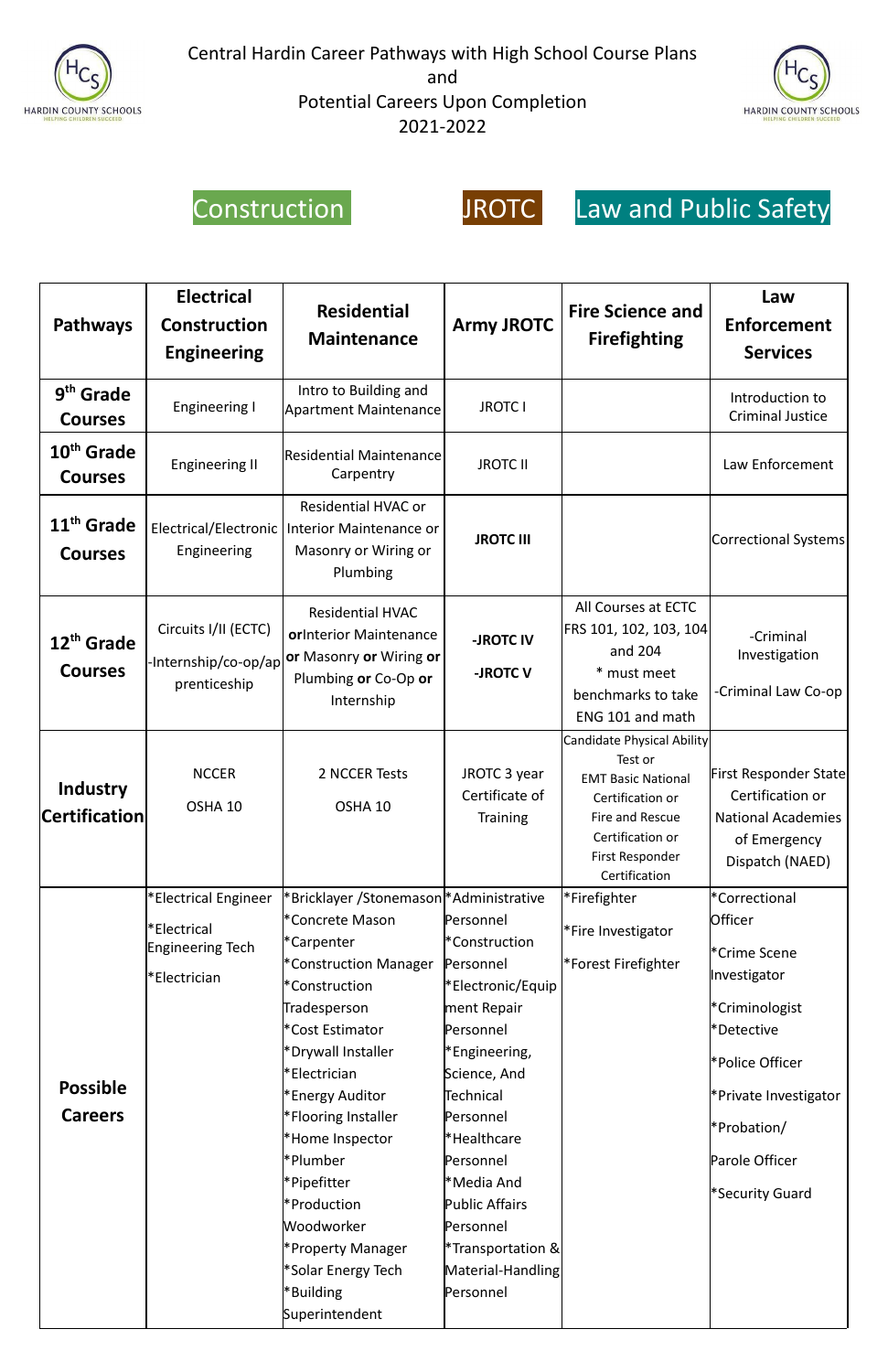# Central Hardin Career Pathways with High School Course Plans and Potential Careers Upon Completion 2021-2022

Construction | JROTC | Law and Public Safety

| Pathways | Electrical Construction Engineering | Residential Maintenance | Army JROTC | Fire Science and Firefighting | Law Enforcement Services |
|---|---|---|---|---|---|
| 9th Grade Courses | Engineering I | Intro to Building and Apartment Maintenance | JROTC I | | Introduction to Criminal Justice |
| 10th Grade Courses | Engineering II | Residential Maintenance Carpentry | JROTC II | | Law Enforcement |
| 11th Grade Courses | Electrical/Electronic Engineering | Residential HVAC or Interior Maintenance or Masonry or Wiring or Plumbing | **JROTC III** | | Correctional Systems |
| 12th Grade Courses | Circuits I/II (ECTC)<br>-Internship/co-op/apprenticeship | Residential HVAC **or** Interior Maintenance **or** Masonry **or** Wiring **or** Plumbing **or** Co-Op **or** Internship | **-JROTC IV**<br>**-JROTC V** | All Courses at ECTC FRS 101, 102, 103, 104 and 204<br>* must meet benchmarks to take ENG 101 and math | -Criminal Investigation<br>-Criminal Law Co-op |
| Industry Certification | NCCER<br>OSHA 10 | 2 NCCER Tests<br>OSHA 10 | JROTC 3 year Certificate of Training | Candidate Physical Ability Test or EMT Basic National Certification or Fire and Rescue Certification or First Responder Certification | First Responder State Certification or National Academies of Emergency Dispatch (NAED) |
| Possible Careers | *Electrical Engineer<br>*Electrical Engineering Tech<br>*Electrician | *Bricklayer /Stonemason<br>*Concrete Mason<br>*Carpenter<br>*Construction Manager<br>*Construction Tradesperson<br>*Cost Estimator<br>*Drywall Installer<br>*Electrician<br>*Energy Auditor<br>*Flooring Installer<br>*Home Inspector<br>*Plumber<br>*Pipefitter<br>*Production Woodworker<br>*Property Manager<br>*Solar Energy Tech<br>*Building Superintendent | *Administrative Personnel<br>*Construction Personnel<br>*Electronic/Equipment Repair Personnel<br>*Engineering, Science, And Technical Personnel<br>*Healthcare Personnel<br>*Media And Public Affairs Personnel<br>*Transportation & Material-Handling Personnel | *Firefighter<br>*Fire Investigator<br>*Forest Firefighter | *Correctional Officer<br>*Crime Scene Investigator<br>*Criminologist<br>*Detective<br>*Police Officer<br>*Private Investigator<br>*Probation/ Parole Officer<br>*Security Guard |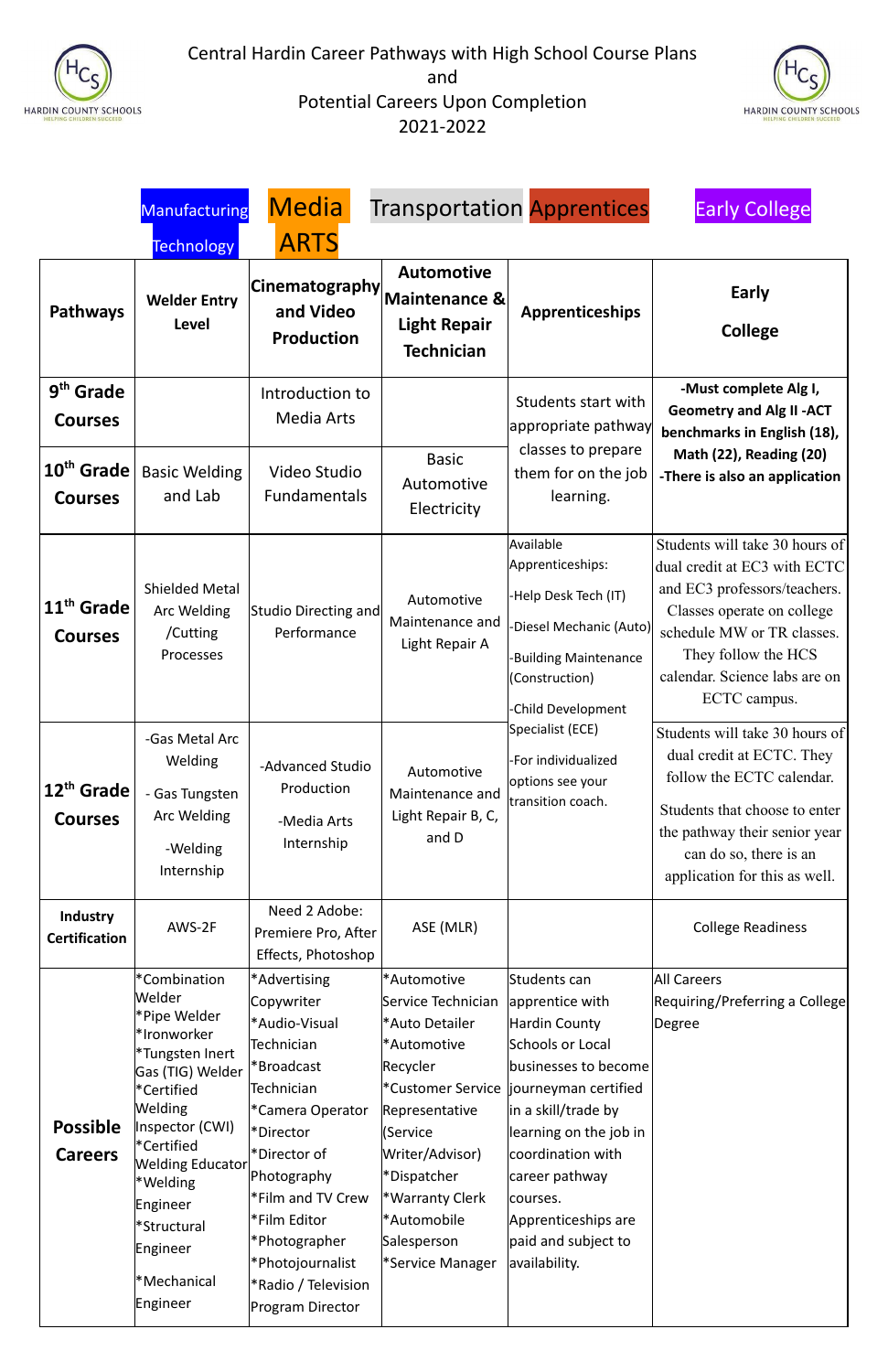# Central Hardin Career Pathways with High School Course Plans and Potential Careers Upon Completion 2021-2022

| | Manufacturing Technology | Media ARTS | Transportation | Apprentices | Early College |
|---|---|---|---|---|---|
| **Pathways** | **Welder Entry Level** | **Cinematography and Video Production** | **Automotive Maintenance & Light Repair Technician** | **Apprenticeships** | **Early College** |
| **9th Grade Courses** | | Introduction to Media Arts | | Students start with appropriate pathway classes to prepare them for on the job learning. | **-Must complete Alg I, Geometry and Alg II -ACT benchmarks in English (18), Math (22), Reading (20) -There is also an application** |
| **10th Grade Courses** | Basic Welding and Lab | Video Studio Fundamentals | Basic Automotive Electricity | | |
| **11th Grade Courses** | Shielded Metal Arc Welding /Cutting Processes | Studio Directing and Performance | Automotive Maintenance and Light Repair A | Available Apprenticeships: -Help Desk Tech (IT) -Diesel Mechanic (Auto) -Building Maintenance (Construction) -Child Development Specialist (ECE) -For individualized options see your transition coach. | Students will take 30 hours of dual credit at EC3 with ECTC and EC3 professors/teachers. Classes operate on college schedule MW or TR classes. They follow the HCS calendar. Science labs are on ECTC campus. |
| **12th Grade Courses** | -Gas Metal Arc Welding - Gas Tungsten Arc Welding -Welding Internship | -Advanced Studio Production -Media Arts Internship | Automotive Maintenance and Light Repair B, C, and D | | Students will take 30 hours of dual credit at ECTC. They follow the ECTC calendar. Students that choose to enter the pathway their senior year can do so, there is an application for this as well. |
| **Industry Certification** | AWS-2F | Need 2 Adobe: Premiere Pro, After Effects, Photoshop | ASE (MLR) | | College Readiness |
| **Possible Careers** | *Combination Welder *Pipe Welder *Ironworker *Tungsten Inert Gas (TIG) Welder *Certified Welding Inspector (CWI) *Certified Welding Educator *Welding Engineer *Structural Engineer *Mechanical Engineer | *Advertising Copywriter *Audio-Visual Technician *Broadcast Technician *Camera Operator *Director *Director of Photography *Film and TV Crew *Film Editor *Photographer *Photojournalist *Radio / Television Program Director | *Automotive Service Technician *Auto Detailer *Automotive Recycler *Customer Service Representative (Service Writer/Advisor) *Dispatcher *Warranty Clerk *Automobile Salesperson *Service Manager | Students can apprentice with Hardin County Schools or Local businesses to become journeyman certified in a skill/trade by learning on the job in coordination with career pathway courses. Apprenticeships are paid and subject to availability. | All Careers Requiring/Preferring a College Degree |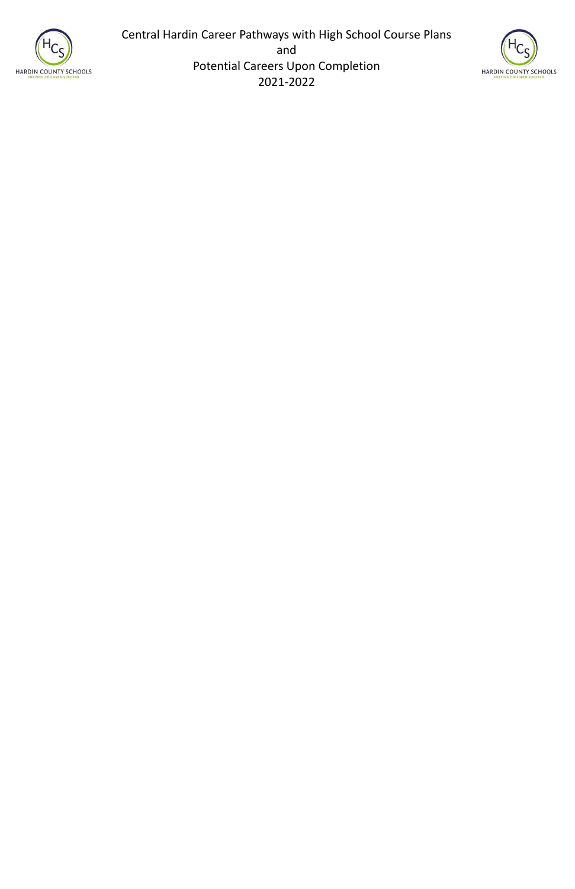Central Hardin Career Pathways with High School Course Plans

and

Potential Careers Upon Completion

2021-2022